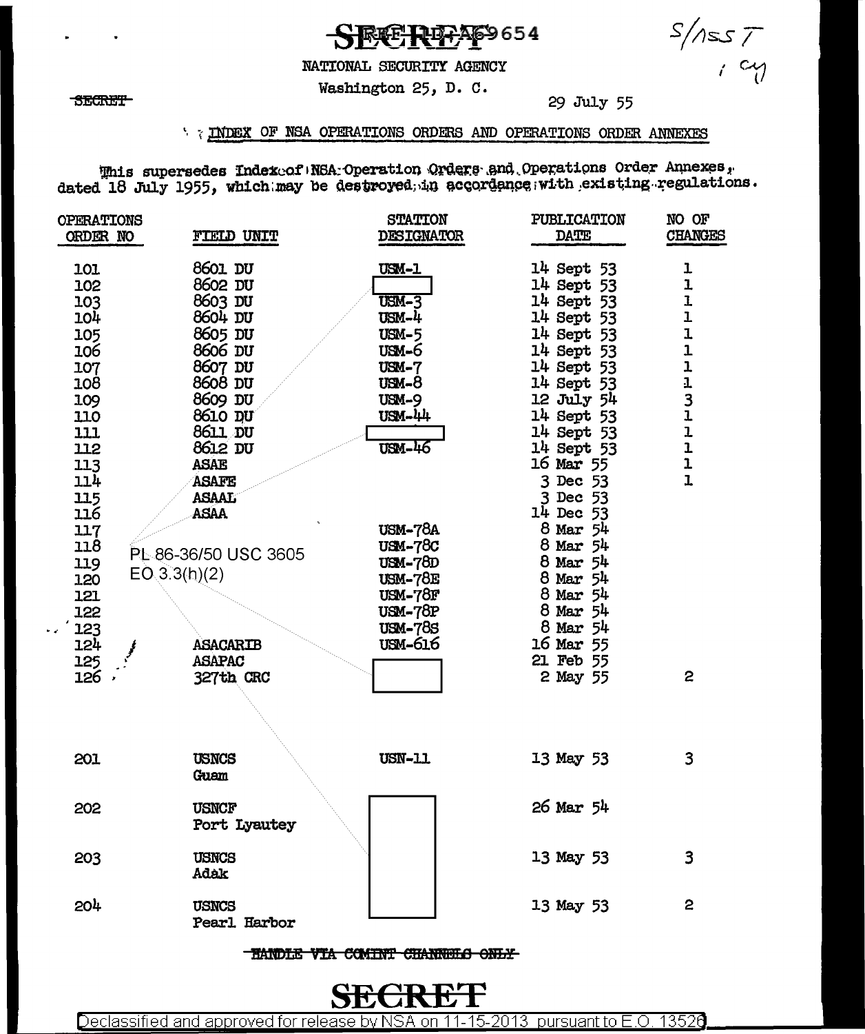SECRET REF ID:A69654

S/ASST
1 cy

SECRET

NATIONAL SECURITY AGENCY

Washington 25, D. C.

29 July 55

## INDEX OF NSA OPERATIONS ORDERS AND OPERATIONS ORDER ANNEXES

This supersedes Index of NSA Operation Orders and Operations Order Annexes, dated 18 July 1955, which may be destroyed in accordance with existing regulations.

| OPERATIONS ORDER NO | FIELD UNIT | STATION DESIGNATOR | PUBLICATION DATE | NO OF CHANGES |
|---|---|---|---|---|
| 101 | 8601 DU | USM-1 | 14 Sept 53 | 1 |
| 102 | 8602 DU | [redacted] | 14 Sept 53 | 1 |
| 103 | 8603 DU | USM-3 | 14 Sept 53 | 1 |
| 104 | 8604 DU | USM-4 | 14 Sept 53 | 1 |
| 105 | 8605 DU | USM-5 | 14 Sept 53 | 1 |
| 106 | 8606 DU | USM-6 | 14 Sept 53 | 1 |
| 107 | 8607 DU | USM-7 | 14 Sept 53 | 1 |
| 108 | 8608 DU | USM-8 | 14 Sept 53 | 1 |
| 109 | 8609 DU | USM-9 | 12 July 54 | 3 |
| 110 | 8610 DU | USM-44 | 14 Sept 53 | 1 |
| 111 | 8611 DU | [redacted] | 14 Sept 53 | 1 |
| 112 | 8612 DU | USM-46 | 14 Sept 53 | 1 |
| 113 | ASAE | | 16 Mar 55 | 1 |
| 114 | ASAFE | | 3 Dec 53 | 1 |
| 115 | ASAAL | | 3 Dec 53 | |
| 116 | ASAA | | 14 Dec 53 | |
| 117 | | USM-78A | 8 Mar 54 | |
| 118 | | USM-78C | 8 Mar 54 | |
| 119 | | USM-78D | 8 Mar 54 | |
| 120 | | USM-78E | 8 Mar 54 | |
| 121 | | USM-78F | 8 Mar 54 | |
| 122 | | USM-78P | 8 Mar 54 | |
| 123 | | USM-78S | 8 Mar 54 | |
| 124 | ASACARIB | USM-616 | 16 Mar 55 | |
| 125 | ASAPAC | | 21 Feb 55 | |
| 126 | 327th CRC | [redacted] | 2 May 55 | 2 |
| 201 | USNCS Guam | USN-11 | 13 May 53 | 3 |
| 202 | USNCF Port Lyautey | [redacted] | 26 Mar 54 | |
| 203 | USNCS Adak | [redacted] | 13 May 53 | 3 |
| 204 | USNCS Pearl Harbor | [redacted] | 13 May 53 | 2 |

PL 86-36/50 USC 3605
EO 3.3(h)(2)

~~HANDLE VIA COMINT CHANNELS ONLY~~

SECRET

Declassified and approved for release by NSA on 11-15-2013 pursuant to E.O. 13526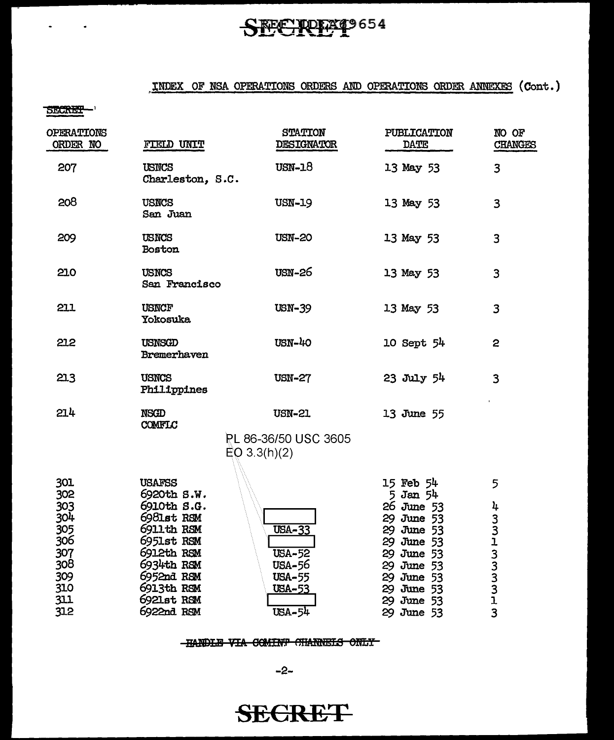SECRET

INDEX OF NSA OPERATIONS ORDERS AND OPERATIONS ORDER ANNEXES (Cont.)

SECRET

| OPERATIONS ORDER NO | FIELD UNIT | STATION DESIGNATOR | PUBLICATION DATE | NO OF CHANGES |
|---|---|---|---|---|
| 207 | USNCS Charleston, S.C. | USN-18 | 13 May 53 | 3 |
| 208 | USNCS San Juan | USN-19 | 13 May 53 | 3 |
| 209 | USNCS Boston | USN-20 | 13 May 53 | 3 |
| 210 | USNCS San Francisco | USN-26 | 13 May 53 | 3 |
| 211 | USNCF Yokosuka | USN-39 | 13 May 53 | 3 |
| 212 | USNSGD Bremerhaven | USN-40 | 10 Sept 54 | 2 |
| 213 | USNCS Philippines | USN-27 | 23 July 54 | 3 |
| 214 | NSGD COMFLC | USN-21 | 13 June 55 | |

PL 86-36/50 USC 3605
EO 3.3(h)(2)

| OPERATIONS ORDER NO | FIELD UNIT | STATION DESIGNATOR | PUBLICATION DATE | NO OF CHANGES |
|---|---|---|---|---|
| 301 | USAFSS | | 15 Feb 54 | 5 |
| 302 | 6920th S.W. | | 5 Jan 54 | |
| 303 | 6910th S.G. | [redacted] | 26 June 53 | 4 |
| 304 | 6981st RSM | | 29 June 53 | 3 |
| 305 | 6911th RSM | USA-33 | 29 June 53 | 3 |
| 306 | 6951st RSM | [redacted] | 29 June 53 | 1 |
| 307 | 6912th RSM | USA-52 | 29 June 53 | 3 |
| 308 | 6934th RSM | USA-56 | 29 June 53 | 3 |
| 309 | 6952nd RSM | USA-55 | 29 June 53 | 3 |
| 310 | 6913th RSM | USA-53 | 29 June 53 | 3 |
| 311 | 6921st RSM | [redacted] | 29 June 53 | 1 |
| 312 | 6922nd RSM | USA-54 | 29 June 53 | 3 |

HANDLE VIA COMINT CHANNELS ONLY

SECRET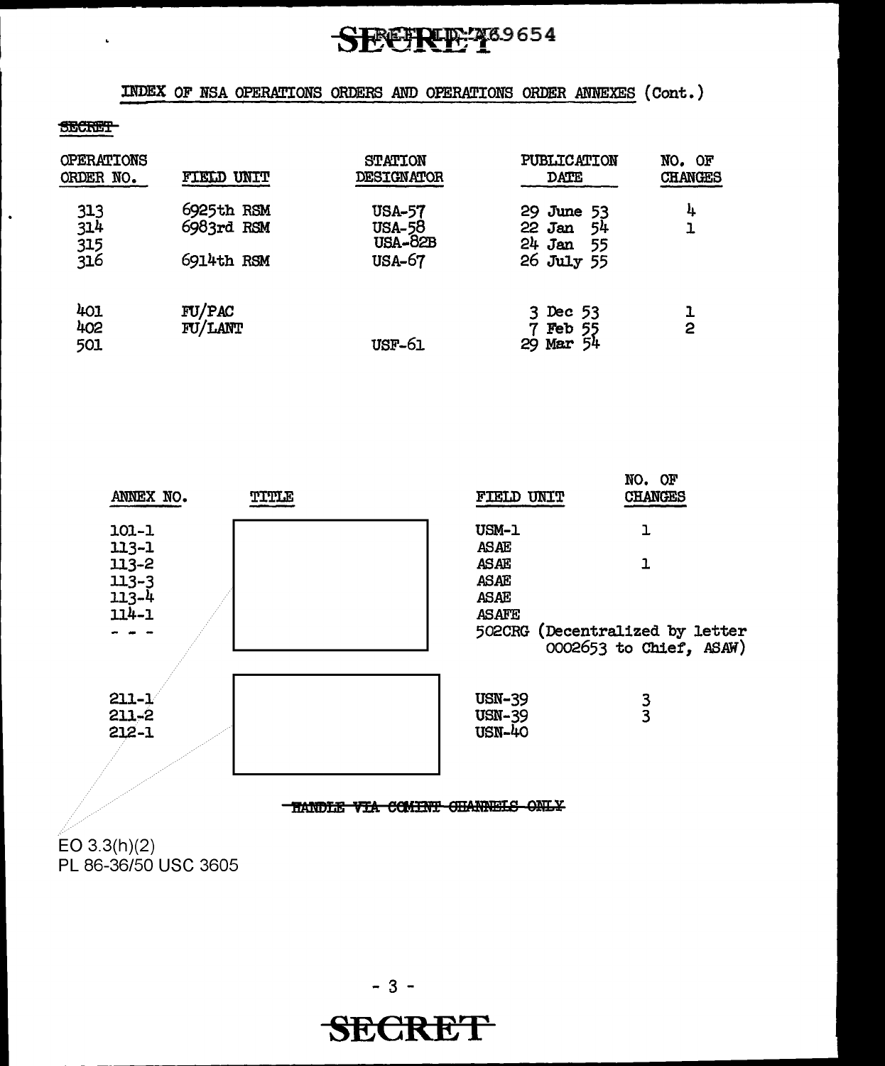INDEX OF NSA OPERATIONS ORDERS AND OPERATIONS ORDER ANNEXES (Cont.)

~~SECRET~~

| OPERATIONS ORDER NO. | FIELD UNIT | STATION DESIGNATOR | PUBLICATION DATE | NO. OF CHANGES |
|---|---|---|---|---|
| 313 | 6925th RSM | USA-57 | 29 June 53 | 4 |
| 314 | 6983rd RSM | USA-58 | 22 Jan 54 | 1 |
| 315 | | USA-82B | 24 Jan 55 | |
| 316 | 6914th RSM | USA-67 | 26 July 55 | |
| 401 | FU/PAC | | 3 Dec 53 | 1 |
| 402 | FU/LANT | | 7 Feb 55 | 2 |
| 501 | | USF-61 | 29 Mar 54 | |

| ANNEX NO. | TITLE | FIELD UNIT | NO. OF CHANGES |
|---|---|---|---|
| 101-1 | | USM-1 | 1 |
| 113-1 | | ASAE | |
| 113-2 | | ASAE | 1 |
| 113-3 | | ASAE | |
| 113-4 | | ASAE | |
| 114-1 | | ASAFE | |
| - - - | | 502CRG (Decentralized by letter 0002653 to Chief, ASAW) | |
| 211-1 | | USN-39 | 3 |
| 211-2 | | USN-39 | 3 |
| 212-1 | | USN-40 | |

~~HANDLE VIA COMINT CHANNELS ONLY~~

EO 3.3(h)(2)
PL 86-36/50 USC 3605

SECRET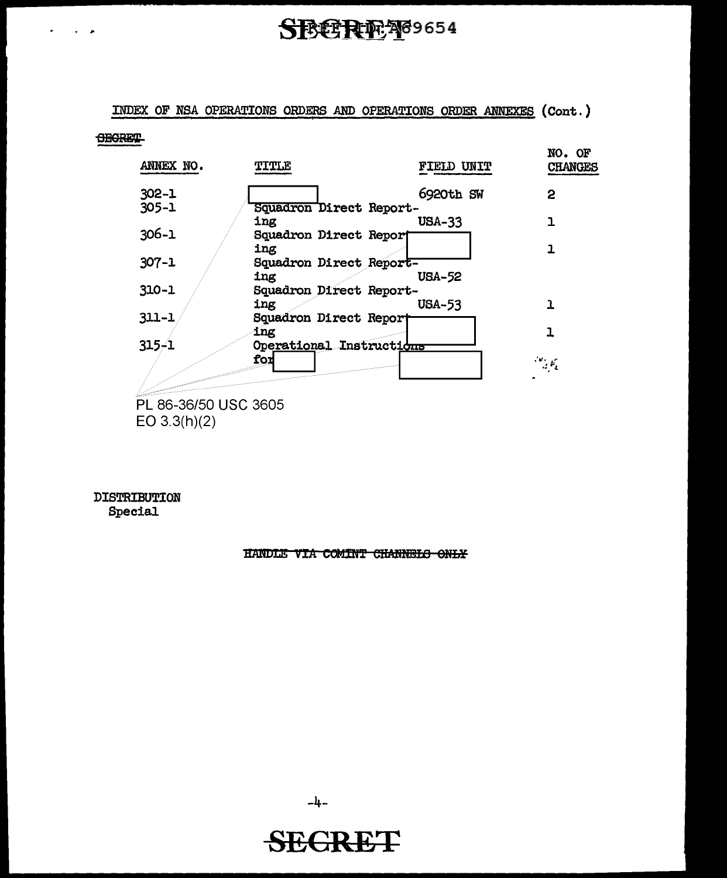## INDEX OF NSA OPERATIONS ORDERS AND OPERATIONS ORDER ANNEXES (Cont.)

~~SECRET~~

| ANNEX NO. | TITLE | FIELD UNIT | NO. OF CHANGES |
|---|---|---|---|
| 302-1 | | 6920th SW | 2 |
| 305-1 | Squadron Direct Reporting | USA-33 | 1 |
| 306-1 | Squadron Direct Reporting | | 1 |
| 307-1 | Squadron Direct Reporting | USA-52 | |
| 310-1 | Squadron Direct Reporting | USA-53 | 1 |
| 311-1 | Squadron Direct Reporting | | 1 |
| 315-1 | Operational Instructions for | | |

PL 86-36/50 USC 3605
EO 3.3(h)(2)

DISTRIBUTION
Special

~~HANDLE VIA COMINT CHANNELS ONLY~~